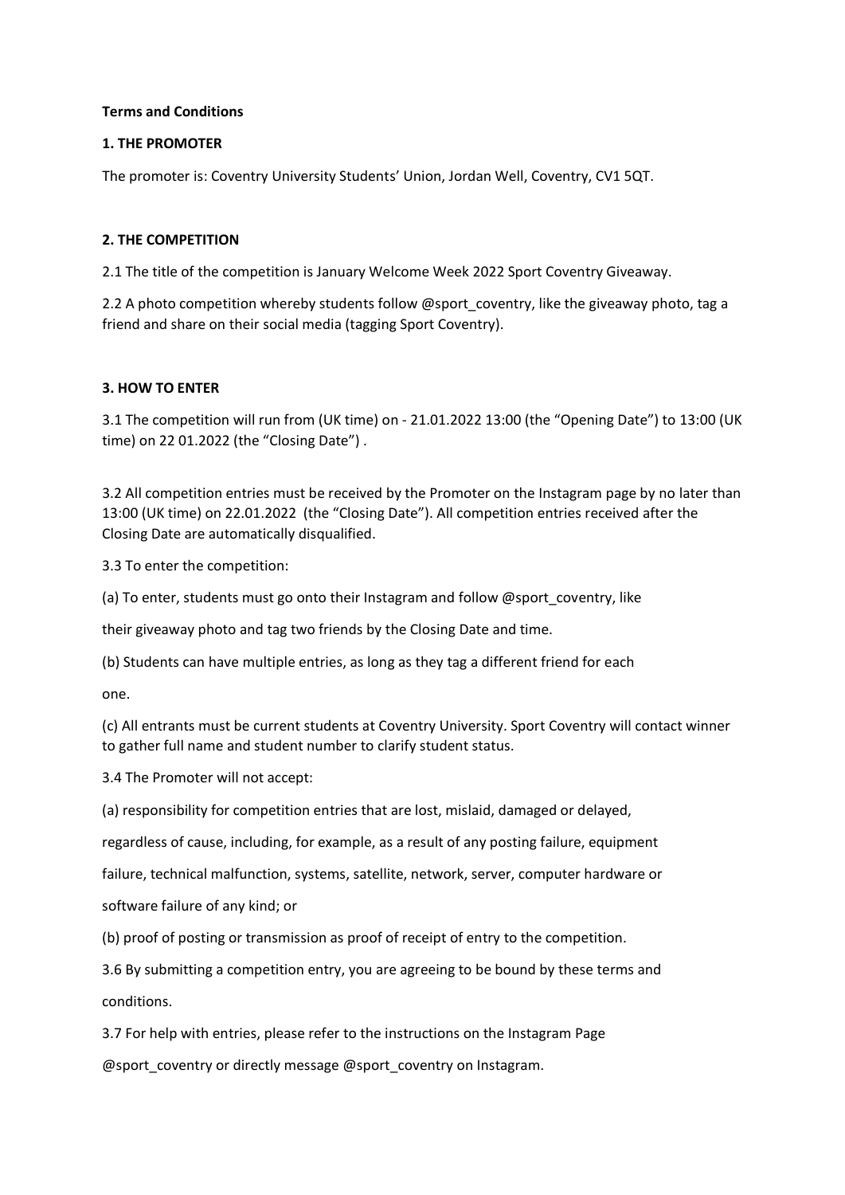**Terms and Conditions**

**1. THE PROMOTER**

The promoter is: Coventry University Students' Union, Jordan Well, Coventry, CV1 5QT.

**2. THE COMPETITION**

2.1 The title of the competition is January Welcome Week 2022 Sport Coventry Giveaway.

2.2 A photo competition whereby students follow @sport_coventry, like the giveaway photo, tag a friend and share on their social media (tagging Sport Coventry).

**3. HOW TO ENTER**

3.1 The competition will run from (UK time) on - 21.01.2022 13:00 (the "Opening Date") to 13:00 (UK time) on 22 01.2022 (the "Closing Date") .

3.2 All competition entries must be received by the Promoter on the Instagram page by no later than 13:00 (UK time) on 22.01.2022 (the "Closing Date"). All competition entries received after the Closing Date are automatically disqualified.

3.3 To enter the competition:

(a) To enter, students must go onto their Instagram and follow @sport_coventry, like their giveaway photo and tag two friends by the Closing Date and time.

(b) Students can have multiple entries, as long as they tag a different friend for each one.

(c) All entrants must be current students at Coventry University. Sport Coventry will contact winner to gather full name and student number to clarify student status.

3.4 The Promoter will not accept:

(a) responsibility for competition entries that are lost, mislaid, damaged or delayed, regardless of cause, including, for example, as a result of any posting failure, equipment failure, technical malfunction, systems, satellite, network, server, computer hardware or software failure of any kind; or

(b) proof of posting or transmission as proof of receipt of entry to the competition.

3.6 By submitting a competition entry, you are agreeing to be bound by these terms and conditions.

3.7 For help with entries, please refer to the instructions on the Instagram Page @sport_coventry or directly message @sport_coventry on Instagram.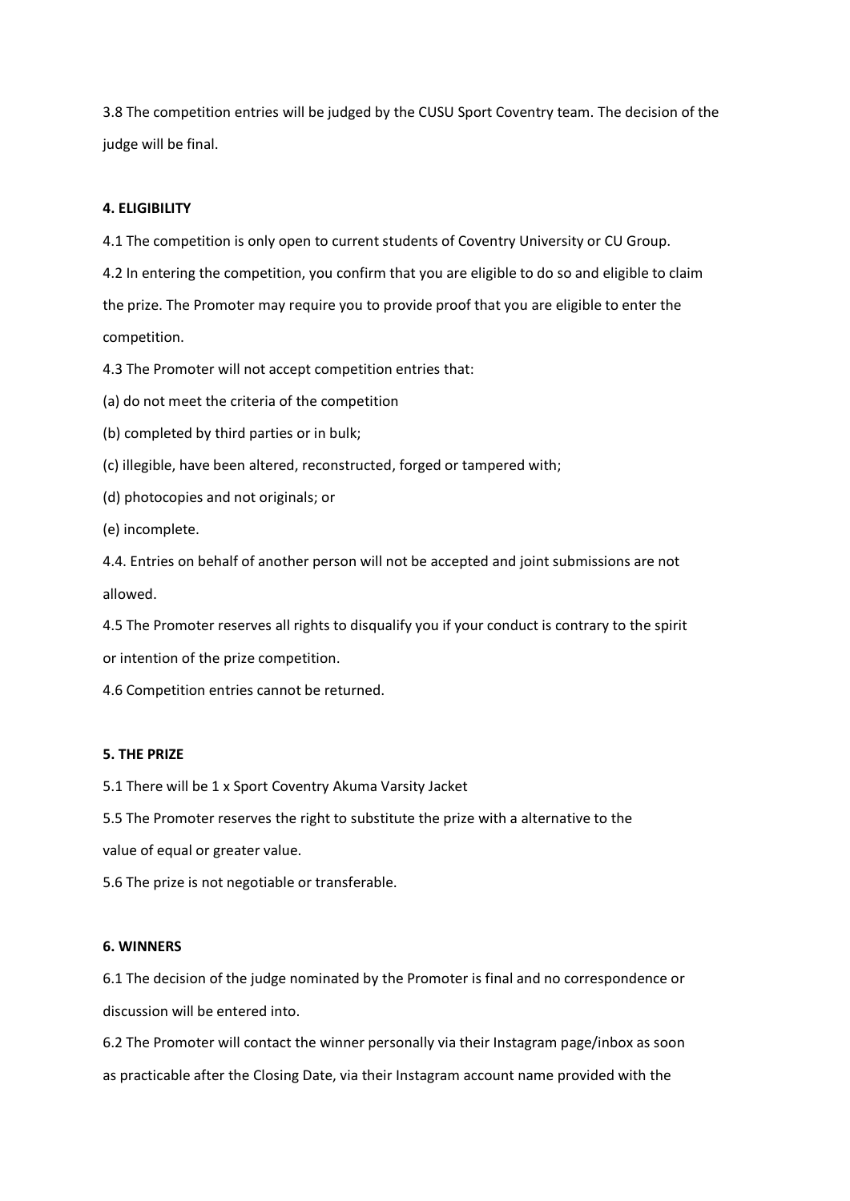3.8 The competition entries will be judged by the CUSU Sport Coventry team. The decision of the judge will be final.

**4. ELIGIBILITY**

4.1 The competition is only open to current students of Coventry University or CU Group.

4.2 In entering the competition, you confirm that you are eligible to do so and eligible to claim the prize. The Promoter may require you to provide proof that you are eligible to enter the competition.

4.3 The Promoter will not accept competition entries that:

(a) do not meet the criteria of the competition

(b) completed by third parties or in bulk;

(c) illegible, have been altered, reconstructed, forged or tampered with;

(d) photocopies and not originals; or

(e) incomplete.

4.4. Entries on behalf of another person will not be accepted and joint submissions are not allowed.

4.5 The Promoter reserves all rights to disqualify you if your conduct is contrary to the spirit or intention of the prize competition.

4.6 Competition entries cannot be returned.

**5. THE PRIZE**

5.1 There will be 1 x Sport Coventry Akuma Varsity Jacket

5.5 The Promoter reserves the right to substitute the prize with a alternative to the value of equal or greater value.

5.6 The prize is not negotiable or transferable.

**6. WINNERS**

6.1 The decision of the judge nominated by the Promoter is final and no correspondence or discussion will be entered into.

6.2 The Promoter will contact the winner personally via their Instagram page/inbox as soon as practicable after the Closing Date, via their Instagram account name provided with the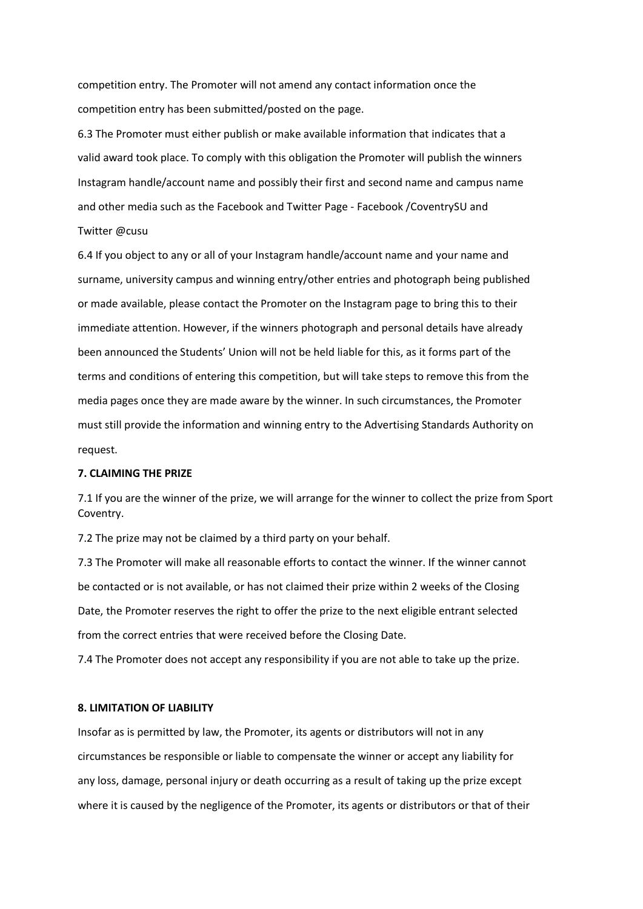competition entry. The Promoter will not amend any contact information once the competition entry has been submitted/posted on the page.

6.3 The Promoter must either publish or make available information that indicates that a valid award took place. To comply with this obligation the Promoter will publish the winners Instagram handle/account name and possibly their first and second name and campus name and other media such as the Facebook and Twitter Page - Facebook /CoventrySU and Twitter @cusu

6.4 If you object to any or all of your Instagram handle/account name and your name and surname, university campus and winning entry/other entries and photograph being published or made available, please contact the Promoter on the Instagram page to bring this to their immediate attention. However, if the winners photograph and personal details have already been announced the Students' Union will not be held liable for this, as it forms part of the terms and conditions of entering this competition, but will take steps to remove this from the media pages once they are made aware by the winner. In such circumstances, the Promoter must still provide the information and winning entry to the Advertising Standards Authority on request.

**7. CLAIMING THE PRIZE**

7.1 If you are the winner of the prize, we will arrange for the winner to collect the prize from Sport Coventry.

7.2 The prize may not be claimed by a third party on your behalf.

7.3 The Promoter will make all reasonable efforts to contact the winner. If the winner cannot be contacted or is not available, or has not claimed their prize within 2 weeks of the Closing Date, the Promoter reserves the right to offer the prize to the next eligible entrant selected from the correct entries that were received before the Closing Date.

7.4 The Promoter does not accept any responsibility if you are not able to take up the prize.

**8. LIMITATION OF LIABILITY**

Insofar as is permitted by law, the Promoter, its agents or distributors will not in any circumstances be responsible or liable to compensate the winner or accept any liability for any loss, damage, personal injury or death occurring as a result of taking up the prize except where it is caused by the negligence of the Promoter, its agents or distributors or that of their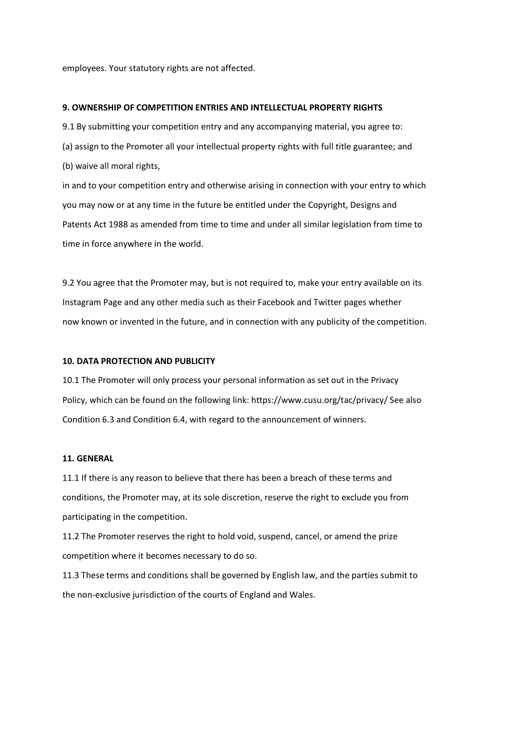employees. Your statutory rights are not affected.

**9. OWNERSHIP OF COMPETITION ENTRIES AND INTELLECTUAL PROPERTY RIGHTS**

9.1 By submitting your competition entry and any accompanying material, you agree to:

(a) assign to the Promoter all your intellectual property rights with full title guarantee; and

(b) waive all moral rights,

in and to your competition entry and otherwise arising in connection with your entry to which you may now or at any time in the future be entitled under the Copyright, Designs and Patents Act 1988 as amended from time to time and under all similar legislation from time to time in force anywhere in the world.

9.2 You agree that the Promoter may, but is not required to, make your entry available on its Instagram Page and any other media such as their Facebook and Twitter pages whether now known or invented in the future, and in connection with any publicity of the competition.

**10. DATA PROTECTION AND PUBLICITY**

10.1 The Promoter will only process your personal information as set out in the Privacy Policy, which can be found on the following link: https://www.cusu.org/tac/privacy/ See also Condition 6.3 and Condition 6.4, with regard to the announcement of winners.

**11. GENERAL**

11.1 If there is any reason to believe that there has been a breach of these terms and conditions, the Promoter may, at its sole discretion, reserve the right to exclude you from participating in the competition.

11.2 The Promoter reserves the right to hold void, suspend, cancel, or amend the prize competition where it becomes necessary to do so.

11.3 These terms and conditions shall be governed by English law, and the parties submit to the non-exclusive jurisdiction of the courts of England and Wales.